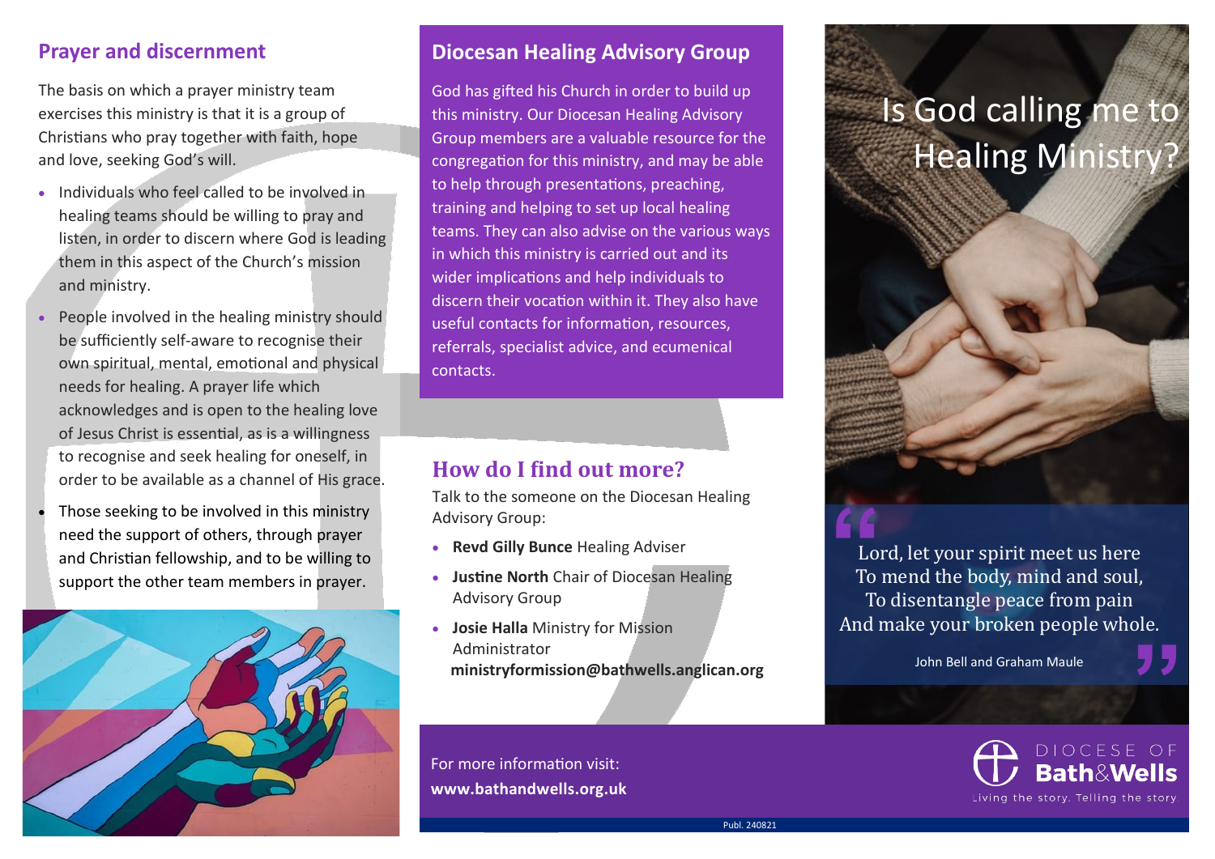## Prayer and discernment

The basis on which a prayer ministry team exercises this ministry is that it is a group of Christians who pray together with faith, hope and love, seeking God's will.

- Individuals who feel called to be involved in healing teams should be willing to pray and listen, in order to discern where God is leading them in this aspect of the Church's mission and ministry.
- People involved in the healing ministry should be sufficiently self-aware to recognise their own spiritual, mental, emotional and physical needs for healing. A prayer life which acknowledges and is open to the healing love of Jesus Christ is essential, as is a willingness to recognise and seek healing for oneself, in order to be available as a channel of His grace.
- Those seeking to be involved in this ministry need the support of others, through prayer and Christian fellowship, and to be willing to support the other team members in prayer.

## Diocesan Healing Advisory Group

God has gifted his Church in order to build up this ministry. Our Diocesan Healing Advisory Group members are a valuable resource for the congregation for this ministry, and may be able to help through presentations, preaching, training and helping to set up local healing teams. They can also advise on the various ways in which this ministry is carried out and its wider implications and help individuals to discern their vocation within it. They also have useful contacts for information, resources, referrals, specialist advice, and ecumenical contacts.

## How do I find out more?

Talk to the someone on the Diocesan Healing Advisory Group:

- **Revd Gilly Bunce** Healing Adviser
- **Justine North** Chair of Diocesan Healing Advisory Group
- **Josie Halla** Ministry for Mission Administrator
  **ministryformission@bathwells.anglican.org**

For more information visit:
**www.bathandwells.org.uk**

# Is God calling me to Healing Ministry?

> Lord, let your spirit meet us here
> To mend the body, mind and soul,
> To disentangle peace from pain
> And make your broken people whole.
>
> John Bell and Graham Maule

DIOCESE OF **Bath&Wells**
Living the story. Telling the story

Publ. 240821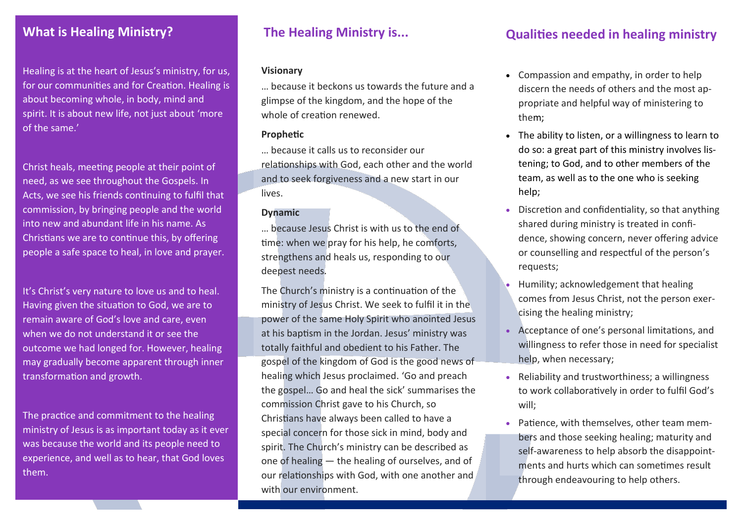## What is Healing Ministry?

Healing is at the heart of Jesus's ministry, for us, for our communities and for Creation. Healing is about becoming whole, in body, mind and spirit. It is about new life, not just about 'more of the same.'

Christ heals, meeting people at their point of need, as we see throughout the Gospels. In Acts, we see his friends continuing to fulfil that commission, by bringing people and the world into new and abundant life in his name. As Christians we are to continue this, by offering people a safe space to heal, in love and prayer.

It's Christ's very nature to love us and to heal. Having given the situation to God, we are to remain aware of God's love and care, even when we do not understand it or see the outcome we had longed for. However, healing may gradually become apparent through inner transformation and growth.

The practice and commitment to the healing ministry of Jesus is as important today as it ever was because the world and its people need to experience, and well as to hear, that God loves them.

## The Healing Ministry is...

**Visionary**

… because it beckons us towards the future and a glimpse of the kingdom, and the hope of the whole of creation renewed.

**Prophetic**

… because it calls us to reconsider our relationships with God, each other and the world and to seek forgiveness and a new start in our lives.

**Dynamic**

… because Jesus Christ is with us to the end of time: when we pray for his help, he comforts, strengthens and heals us, responding to our deepest needs.

The Church's ministry is a continuation of the ministry of Jesus Christ. We seek to fulfil it in the power of the same Holy Spirit who anointed Jesus at his baptism in the Jordan. Jesus' ministry was totally faithful and obedient to his Father. The gospel of the kingdom of God is the good news of healing which Jesus proclaimed. 'Go and preach the gospel… Go and heal the sick' summarises the commission Christ gave to his Church, so Christians have always been called to have a special concern for those sick in mind, body and spirit. The Church's ministry can be described as one of healing — the healing of ourselves, and of our relationships with God, with one another and with our environment.

## Qualities needed in healing ministry

- Compassion and empathy, in order to help discern the needs of others and the most appropriate and helpful way of ministering to them;
- The ability to listen, or a willingness to learn to do so: a great part of this ministry involves listening; to God, and to other members of the team, as well as to the one who is seeking help;
- Discretion and confidentiality, so that anything shared during ministry is treated in confidence, showing concern, never offering advice or counselling and respectful of the person's requests;
- Humility; acknowledgement that healing comes from Jesus Christ, not the person exercising the healing ministry;
- Acceptance of one's personal limitations, and willingness to refer those in need for specialist help, when necessary;
- Reliability and trustworthiness; a willingness to work collaboratively in order to fulfil God's will;
- Patience, with themselves, other team members and those seeking healing; maturity and self-awareness to help absorb the disappointments and hurts which can sometimes result through endeavouring to help others.